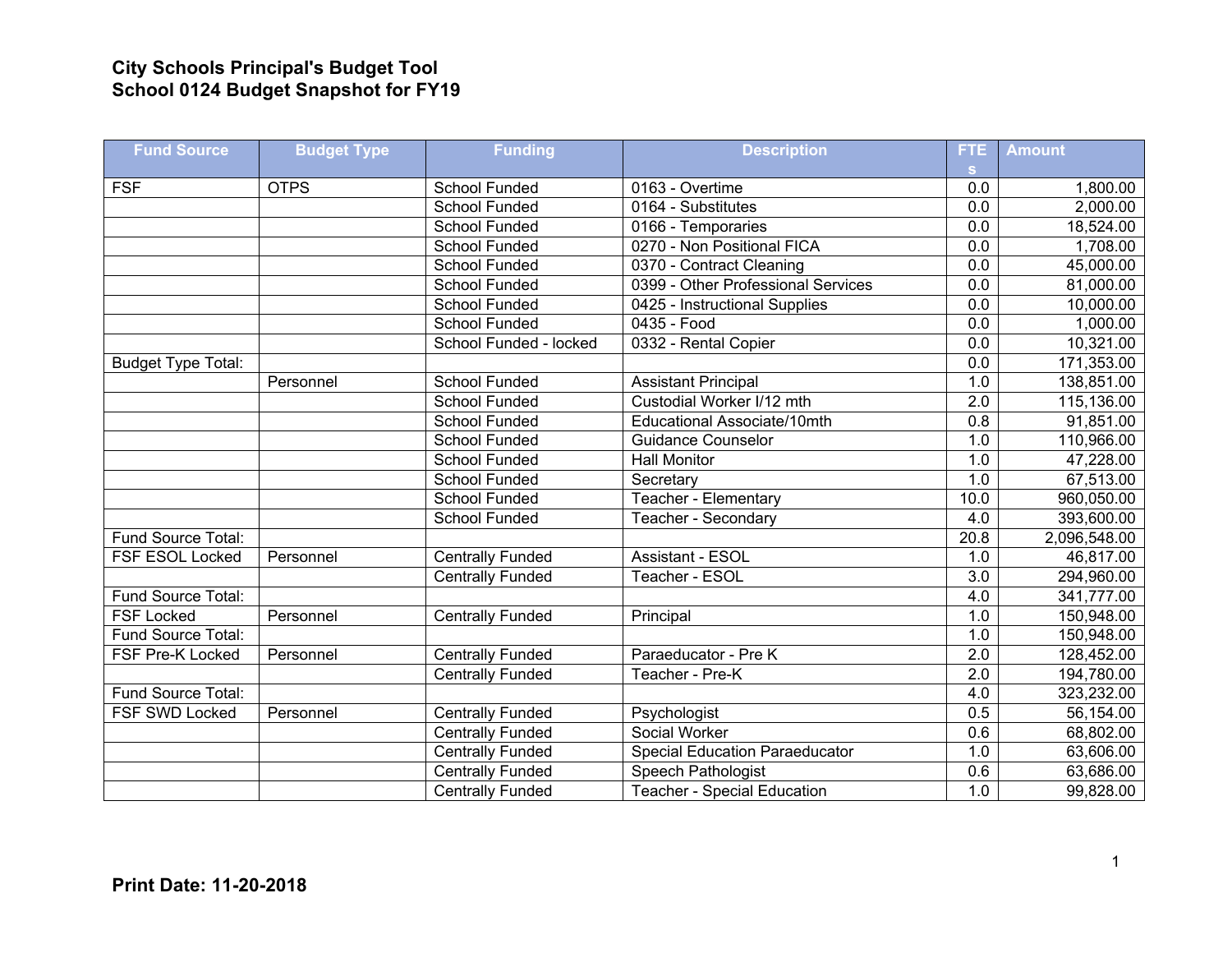**City Schools Principal's Budget Tool**
**School 0124 Budget Snapshot for FY19**

| Fund Source | Budget Type | Funding | Description | FTEs | Amount |
|---|---|---|---|---|---|
| FSF | OTPS | School Funded | 0163 - Overtime | 0.0 | 1,800.00 |
| | | School Funded | 0164 - Substitutes | 0.0 | 2,000.00 |
| | | School Funded | 0166 - Temporaries | 0.0 | 18,524.00 |
| | | School Funded | 0270 - Non Positional FICA | 0.0 | 1,708.00 |
| | | School Funded | 0370 - Contract Cleaning | 0.0 | 45,000.00 |
| | | School Funded | 0399 - Other Professional Services | 0.0 | 81,000.00 |
| | | School Funded | 0425 - Instructional Supplies | 0.0 | 10,000.00 |
| | | School Funded | 0435 - Food | 0.0 | 1,000.00 |
| | | School Funded - locked | 0332 - Rental Copier | 0.0 | 10,321.00 |
| Budget Type Total: | | | | 0.0 | 171,353.00 |
| | Personnel | School Funded | Assistant Principal | 1.0 | 138,851.00 |
| | | School Funded | Custodial Worker I/12 mth | 2.0 | 115,136.00 |
| | | School Funded | Educational Associate/10mth | 0.8 | 91,851.00 |
| | | School Funded | Guidance Counselor | 1.0 | 110,966.00 |
| | | School Funded | Hall Monitor | 1.0 | 47,228.00 |
| | | School Funded | Secretary | 1.0 | 67,513.00 |
| | | School Funded | Teacher - Elementary | 10.0 | 960,050.00 |
| | | School Funded | Teacher - Secondary | 4.0 | 393,600.00 |
| Fund Source Total: | | | | 20.8 | 2,096,548.00 |
| FSF ESOL Locked | Personnel | Centrally Funded | Assistant - ESOL | 1.0 | 46,817.00 |
| | | Centrally Funded | Teacher - ESOL | 3.0 | 294,960.00 |
| Fund Source Total: | | | | 4.0 | 341,777.00 |
| FSF Locked | Personnel | Centrally Funded | Principal | 1.0 | 150,948.00 |
| Fund Source Total: | | | | 1.0 | 150,948.00 |
| FSF Pre-K Locked | Personnel | Centrally Funded | Paraeducator - Pre K | 2.0 | 128,452.00 |
| | | Centrally Funded | Teacher - Pre-K | 2.0 | 194,780.00 |
| Fund Source Total: | | | | 4.0 | 323,232.00 |
| FSF SWD Locked | Personnel | Centrally Funded | Psychologist | 0.5 | 56,154.00 |
| | | Centrally Funded | Social Worker | 0.6 | 68,802.00 |
| | | Centrally Funded | Special Education Paraeducator | 1.0 | 63,606.00 |
| | | Centrally Funded | Speech Pathologist | 0.6 | 63,686.00 |
| | | Centrally Funded | Teacher - Special Education | 1.0 | 99,828.00 |

**Print Date: 11-20-2018**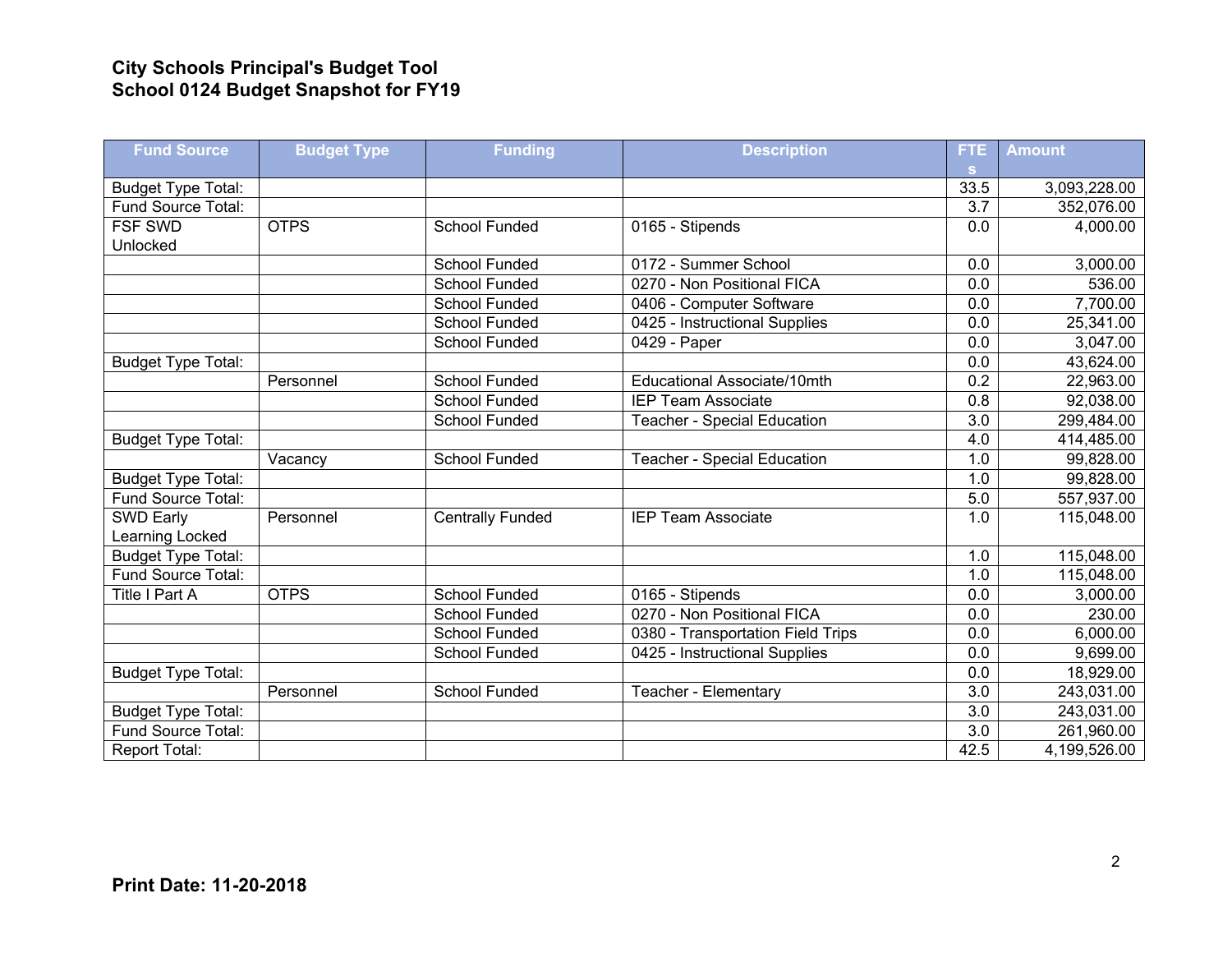# City Schools Principal's Budget Tool
## School 0124 Budget Snapshot for FY19

| Fund Source | Budget Type | Funding | Description | FTEs | Amount |
|---|---|---|---|---|---|
| Budget Type Total: | | | | 33.5 | 3,093,228.00 |
| Fund Source Total: | | | | 3.7 | 352,076.00 |
| FSF SWD Unlocked | OTPS | School Funded | 0165 - Stipends | 0.0 | 4,000.00 |
| | | School Funded | 0172 - Summer School | 0.0 | 3,000.00 |
| | | School Funded | 0270 - Non Positional FICA | 0.0 | 536.00 |
| | | School Funded | 0406 - Computer Software | 0.0 | 7,700.00 |
| | | School Funded | 0425 - Instructional Supplies | 0.0 | 25,341.00 |
| | | School Funded | 0429 - Paper | 0.0 | 3,047.00 |
| Budget Type Total: | | | | 0.0 | 43,624.00 |
| | Personnel | School Funded | Educational Associate/10mth | 0.2 | 22,963.00 |
| | | School Funded | IEP Team Associate | 0.8 | 92,038.00 |
| | | School Funded | Teacher - Special Education | 3.0 | 299,484.00 |
| Budget Type Total: | | | | 4.0 | 414,485.00 |
| | Vacancy | School Funded | Teacher - Special Education | 1.0 | 99,828.00 |
| Budget Type Total: | | | | 1.0 | 99,828.00 |
| Fund Source Total: | | | | 5.0 | 557,937.00 |
| SWD Early Learning Locked | Personnel | Centrally Funded | IEP Team Associate | 1.0 | 115,048.00 |
| Budget Type Total: | | | | 1.0 | 115,048.00 |
| Fund Source Total: | | | | 1.0 | 115,048.00 |
| Title I Part A | OTPS | School Funded | 0165 - Stipends | 0.0 | 3,000.00 |
| | | School Funded | 0270 - Non Positional FICA | 0.0 | 230.00 |
| | | School Funded | 0380 - Transportation Field Trips | 0.0 | 6,000.00 |
| | | School Funded | 0425 - Instructional Supplies | 0.0 | 9,699.00 |
| Budget Type Total: | | | | 0.0 | 18,929.00 |
| | Personnel | School Funded | Teacher - Elementary | 3.0 | 243,031.00 |
| Budget Type Total: | | | | 3.0 | 243,031.00 |
| Fund Source Total: | | | | 3.0 | 261,960.00 |
| Report Total: | | | | 42.5 | 4,199,526.00 |

**Print Date: 11-20-2018**